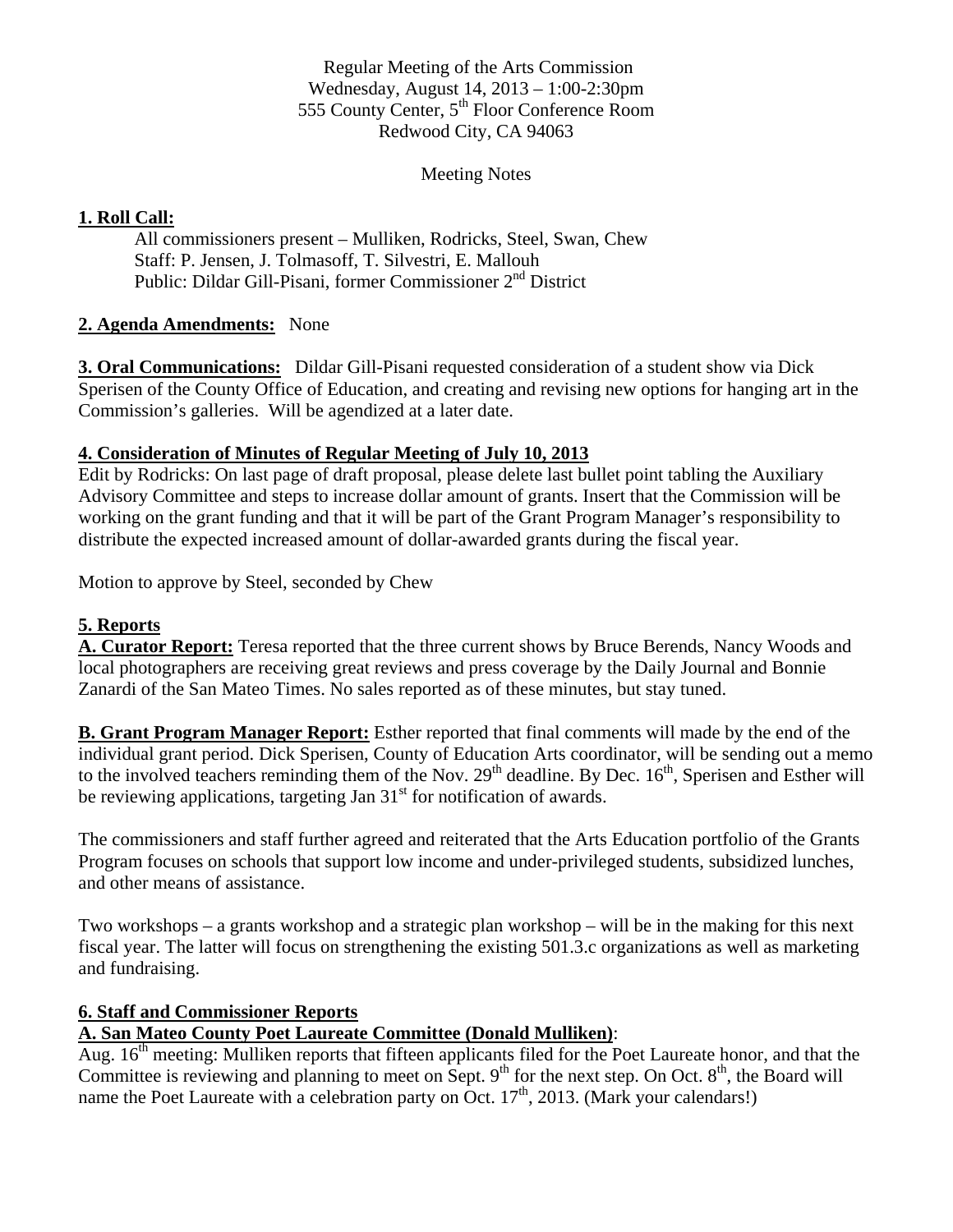Regular Meeting of the Arts Commission
Wednesday, August 14, 2013 – 1:00-2:30pm
555 County Center, 5th Floor Conference Room
Redwood City, CA 94063

Meeting Notes

**1. Roll Call:**

All commissioners present – Mulliken, Rodricks, Steel, Swan, Chew
Staff: P. Jensen, J. Tolmasoff, T. Silvestri, E. Mallouh
Public: Dildar Gill-Pisani, former Commissioner 2nd District

**2. Agenda Amendments:** None

**3. Oral Communications:** Dildar Gill-Pisani requested consideration of a student show via Dick Sperisen of the County Office of Education, and creating and revising new options for hanging art in the Commission's galleries. Will be agendized at a later date.

**4. Consideration of Minutes of Regular Meeting of July 10, 2013**

Edit by Rodricks: On last page of draft proposal, please delete last bullet point tabling the Auxiliary Advisory Committee and steps to increase dollar amount of grants. Insert that the Commission will be working on the grant funding and that it will be part of the Grant Program Manager's responsibility to distribute the expected increased amount of dollar-awarded grants during the fiscal year.

Motion to approve by Steel, seconded by Chew

**5. Reports**

**A. Curator Report:** Teresa reported that the three current shows by Bruce Berends, Nancy Woods and local photographers are receiving great reviews and press coverage by the Daily Journal and Bonnie Zanardi of the San Mateo Times. No sales reported as of these minutes, but stay tuned.

**B. Grant Program Manager Report:** Esther reported that final comments will made by the end of the individual grant period. Dick Sperisen, County of Education Arts coordinator, will be sending out a memo to the involved teachers reminding them of the Nov. 29th deadline. By Dec. 16th, Sperisen and Esther will be reviewing applications, targeting Jan 31st for notification of awards.

The commissioners and staff further agreed and reiterated that the Arts Education portfolio of the Grants Program focuses on schools that support low income and under-privileged students, subsidized lunches, and other means of assistance.

Two workshops – a grants workshop and a strategic plan workshop – will be in the making for this next fiscal year. The latter will focus on strengthening the existing 501.3.c organizations as well as marketing and fundraising.

**6. Staff and Commissioner Reports**

**A. San Mateo County Poet Laureate Committee (Donald Mulliken)**:

Aug. 16th meeting: Mulliken reports that fifteen applicants filed for the Poet Laureate honor, and that the Committee is reviewing and planning to meet on Sept. 9th for the next step. On Oct. 8th, the Board will name the Poet Laureate with a celebration party on Oct. 17th, 2013. (Mark your calendars!)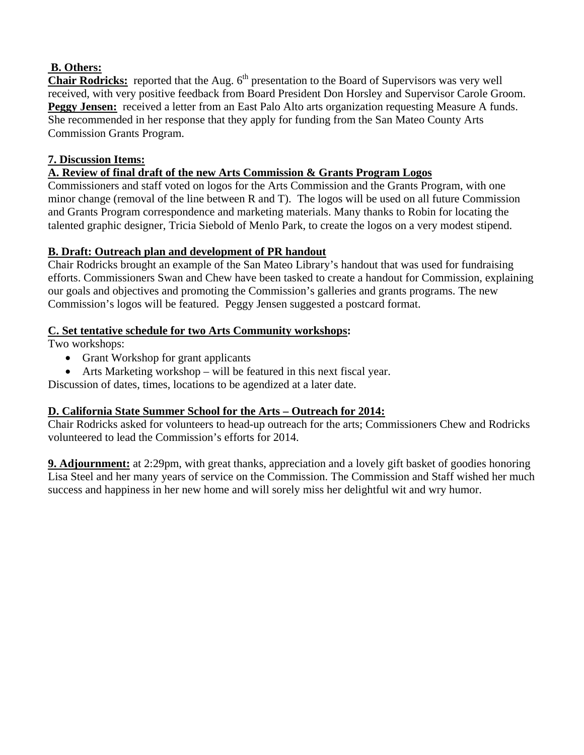**B. Others:**

**Chair Rodricks:** reported that the Aug. 6th presentation to the Board of Supervisors was very well received, with very positive feedback from Board President Don Horsley and Supervisor Carole Groom.
**Peggy Jensen:** received a letter from an East Palo Alto arts organization requesting Measure A funds. She recommended in her response that they apply for funding from the San Mateo County Arts Commission Grants Program.

**7. Discussion Items:**

**A. Review of final draft of the new Arts Commission & Grants Program Logos**

Commissioners and staff voted on logos for the Arts Commission and the Grants Program, with one minor change (removal of the line between R and T). The logos will be used on all future Commission and Grants Program correspondence and marketing materials. Many thanks to Robin for locating the talented graphic designer, Tricia Siebold of Menlo Park, to create the logos on a very modest stipend.

**B. Draft: Outreach plan and development of PR handout**

Chair Rodricks brought an example of the San Mateo Library's handout that was used for fundraising efforts. Commissioners Swan and Chew have been tasked to create a handout for Commission, explaining our goals and objectives and promoting the Commission's galleries and grants programs. The new Commission's logos will be featured. Peggy Jensen suggested a postcard format.

**C. Set tentative schedule for two Arts Community workshops:**

Two workshops:

- Grant Workshop for grant applicants
- Arts Marketing workshop – will be featured in this next fiscal year.

Discussion of dates, times, locations to be agendized at a later date.

**D. California State Summer School for the Arts – Outreach for 2014:**

Chair Rodricks asked for volunteers to head-up outreach for the arts; Commissioners Chew and Rodricks volunteered to lead the Commission's efforts for 2014.

**9. Adjournment:** at 2:29pm, with great thanks, appreciation and a lovely gift basket of goodies honoring Lisa Steel and her many years of service on the Commission. The Commission and Staff wished her much success and happiness in her new home and will sorely miss her delightful wit and wry humor.